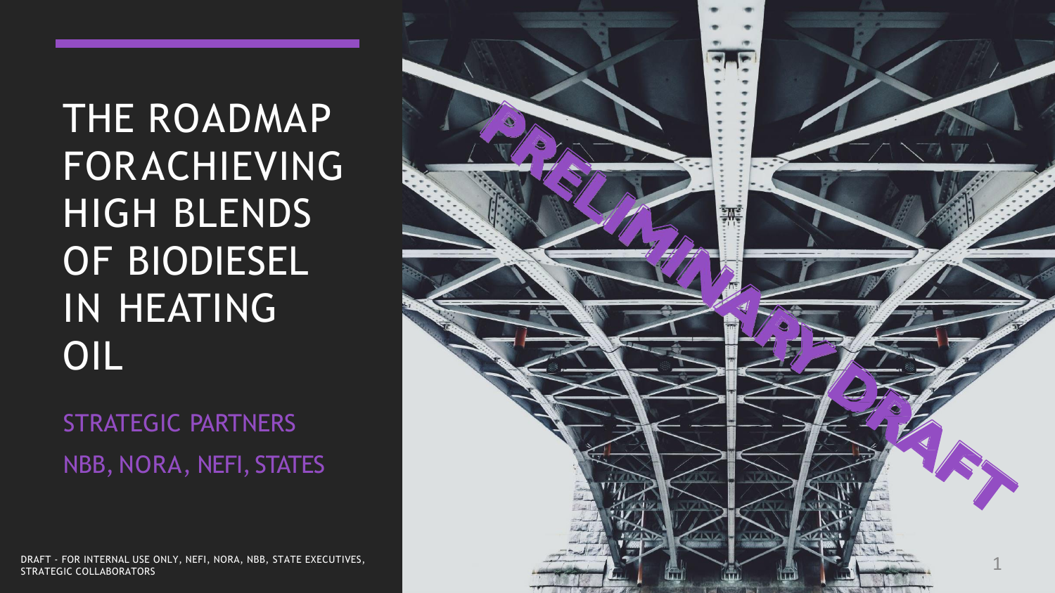# THE ROADMAP FORACHIEVING HIGH BLENDS OF BIODIESEL IN HEATING OIL

STRATEGIC PARTNERS

NBB, NORA, NEFI, STATES

PRELIMINARY DRAFT

DRAFT - FOR INTERNAL USE ONLY, NEFI, NORA, NBB, STATE EXECUTIVES, STRATEGIC COLLABORATORS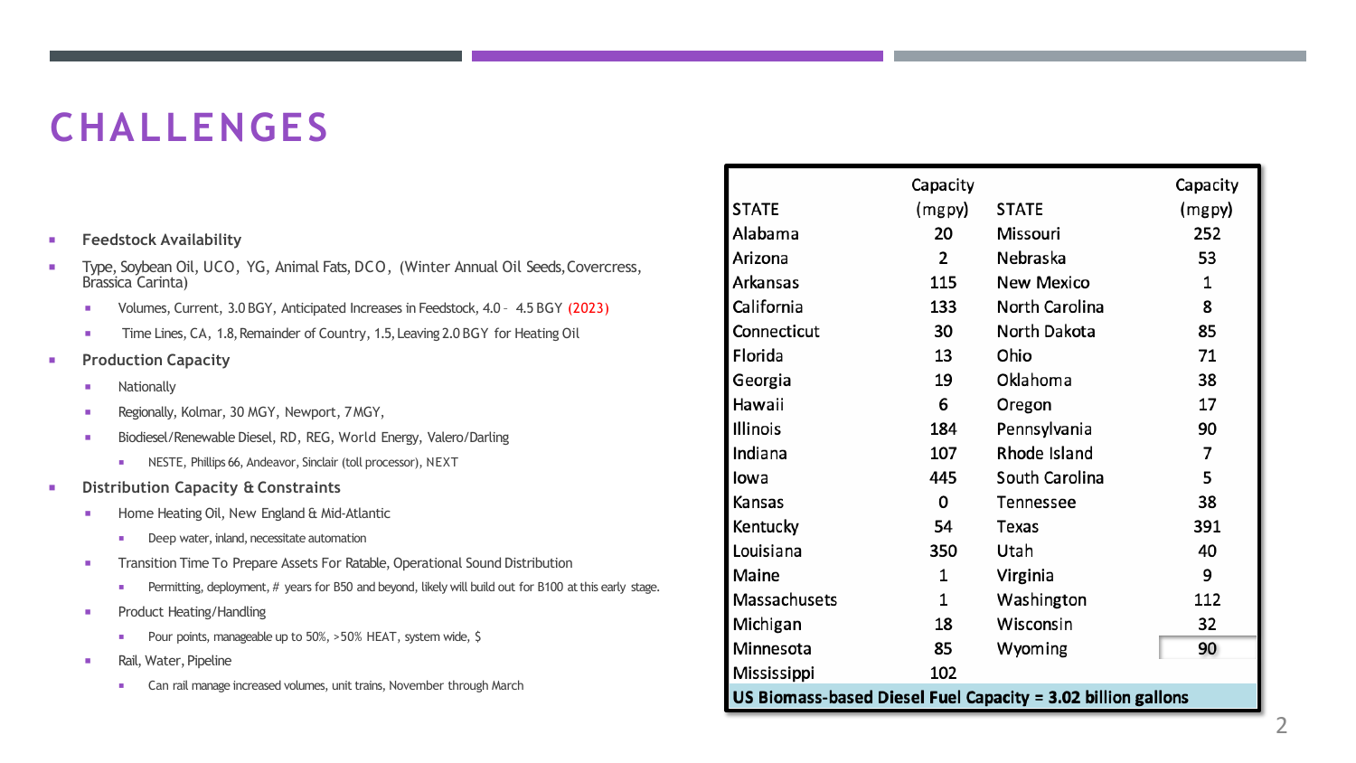# CHALLENGES

- Feedstock Availability
- Type, Soybean Oil, UCO, YG, Animal Fats, DCO, (Winter Annual Oil Seeds, Covercress, Brassica Carinta)
  - Volumes, Current, 3.0 BGY, Anticipated Increases in Feedstock, 4.0 – 4.5 BGY (2023)
  - Time Lines, CA, 1.8, Remainder of Country, 1.5, Leaving 2.0 BGY for Heating Oil
- Production Capacity
  - Nationally
  - Regionally, Kolmar, 30 MGY, Newport, 7 MGY,
  - Biodiesel/Renewable Diesel, RD, REG, World Energy, Valero/Darling
    - NESTE, Phillips 66, Andeavor, Sinclair (toll processor), NEXT
- Distribution Capacity & Constraints
  - Home Heating Oil, New England & Mid-Atlantic
    - Deep water, inland, necessitate automation
  - Transition Time To Prepare Assets For Ratable, Operational Sound Distribution
    - Permitting, deployment, # years for B50 and beyond, likely will build out for B100 at this early stage.
  - Product Heating/Handling
    - Pour points, manageable up to 50%, >50% HEAT, system wide, $
  - Rail, Water, Pipeline
    - Can rail manage increased volumes, unit trains, November through March

| STATE | Capacity (mgpy) | STATE | Capacity (mgpy) |
|---|---|---|---|
| Alabama | 20 | Missouri | 252 |
| Arizona | 2 | Nebraska | 53 |
| Arkansas | 115 | New Mexico | 1 |
| California | 133 | North Carolina | 8 |
| Connecticut | 30 | North Dakota | 85 |
| Florida | 13 | Ohio | 71 |
| Georgia | 19 | Oklahoma | 38 |
| Hawaii | 6 | Oregon | 17 |
| Illinois | 184 | Pennsylvania | 90 |
| Indiana | 107 | Rhode Island | 7 |
| Iowa | 445 | South Carolina | 5 |
| Kansas | 0 | Tennessee | 38 |
| Kentucky | 54 | Texas | 391 |
| Louisiana | 350 | Utah | 40 |
| Maine | 1 | Virginia | 9 |
| Massachusets | 1 | Washington | 112 |
| Michigan | 18 | Wisconsin | 32 |
| Minnesota | 85 | Wyoming | 90 |
| Mississippi | 102 | | |
| **US Biomass-based Diesel Fuel Capacity = 3.02 billion gallons** | | | |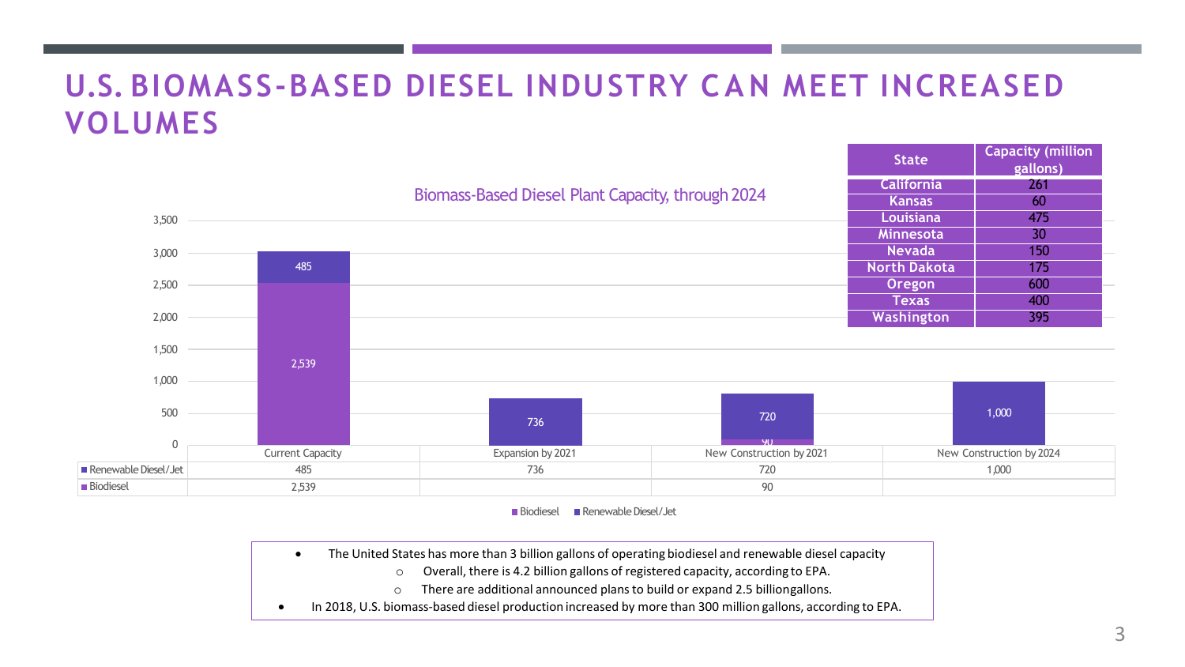# U.S. BIOMASS-BASED DIESEL INDUSTRY CAN MEET INCREASED VOLUMES

| State | Capacity (million gallons) |
|---|---|
| California | 261 |
| Kansas | 60 |
| Louisiana | 475 |
| Minnesota | 30 |
| Nevada | 150 |
| North Dakota | 175 |
| Oregon | 600 |
| Texas | 400 |
| Washington | 395 |

**Biomass-Based Diesel Plant Capacity, through 2024**

| | Current Capacity | Expansion by 2021 | New Construction by 2021 | New Construction by 2024 |
|---|---|---|---|---|
| Renewable Diesel/Jet | 485 | 736 | 720 | 1,000 |
| Biodiesel | 2,539 | | 90 | |

- The United States has more than 3 billion gallons of operating biodiesel and renewable diesel capacity
  - Overall, there is 4.2 billion gallons of registered capacity, according to EPA.
  - There are additional announced plans to build or expand 2.5 billiongallons.
- In 2018, U.S. biomass-based diesel production increased by more than 300 million gallons, according to EPA.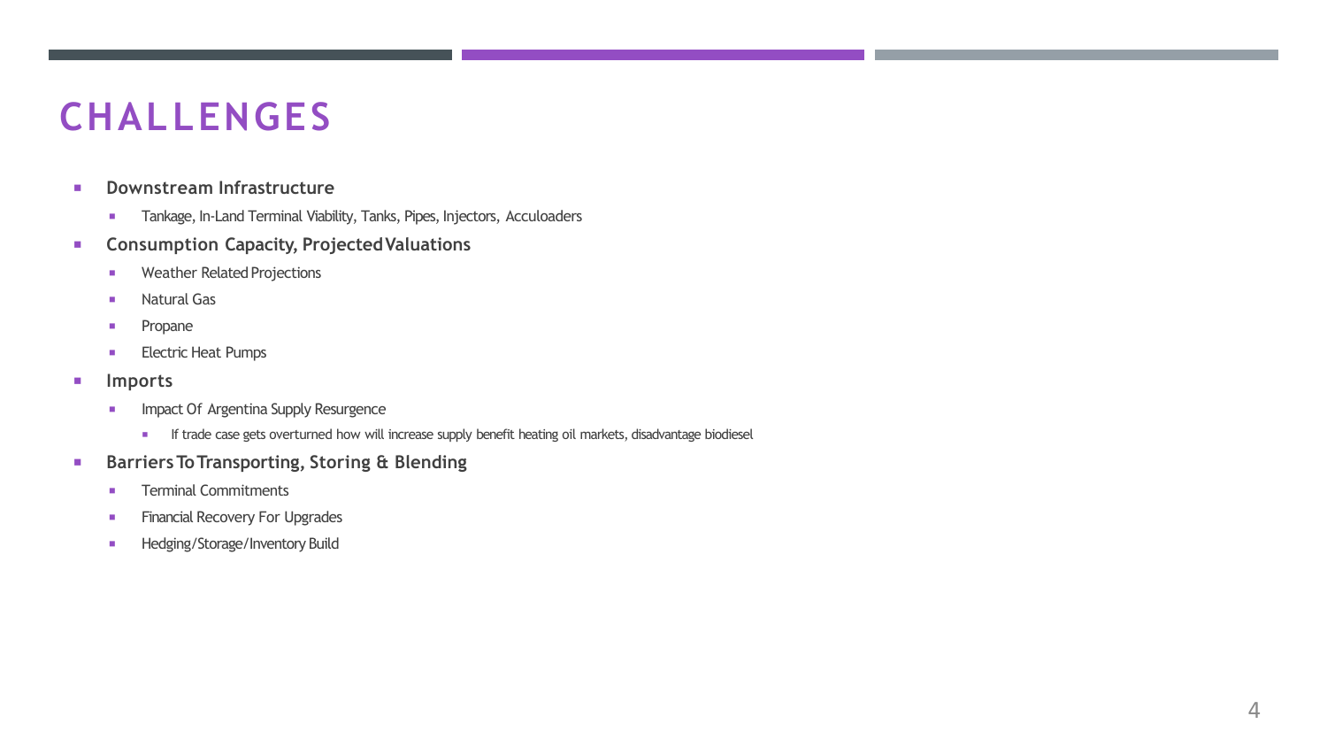# CHALLENGES

- **Downstream Infrastructure**
  - Tankage, In-Land Terminal Viability, Tanks, Pipes, Injectors, Acculoaders
- **Consumption Capacity, Projected Valuations**
  - Weather Related Projections
  - Natural Gas
  - Propane
  - Electric Heat Pumps
- **Imports**
  - Impact Of Argentina Supply Resurgence
    - If trade case gets overturned how will increase supply benefit heating oil markets, disadvantage biodiesel
- **Barriers To Transporting, Storing & Blending**
  - Terminal Commitments
  - Financial Recovery For Upgrades
  - Hedging/Storage/Inventory Build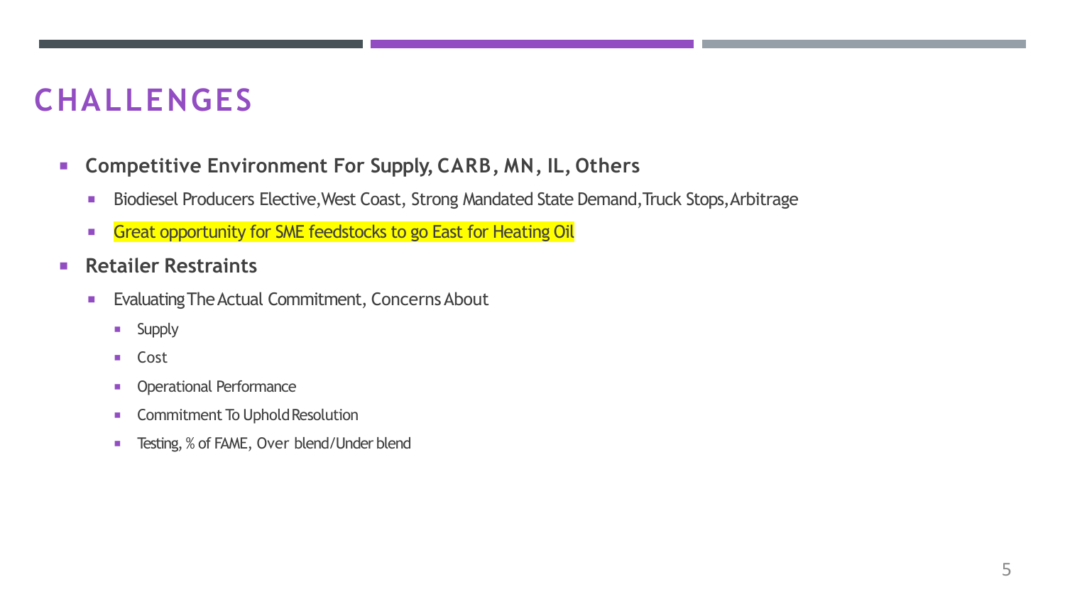# CHALLENGES

- **Competitive Environment For Supply, CARB, MN, IL, Others**
  - Biodiesel Producers Elective, West Coast, Strong Mandated State Demand, Truck Stops, Arbitrage
  - Great opportunity for SME feedstocks to go East for Heating Oil
- **Retailer Restraints**
  - Evaluating The Actual Commitment, Concerns About
    - Supply
    - Cost
    - Operational Performance
    - Commitment To Uphold Resolution
    - Testing, % of FAME, Over blend/Under blend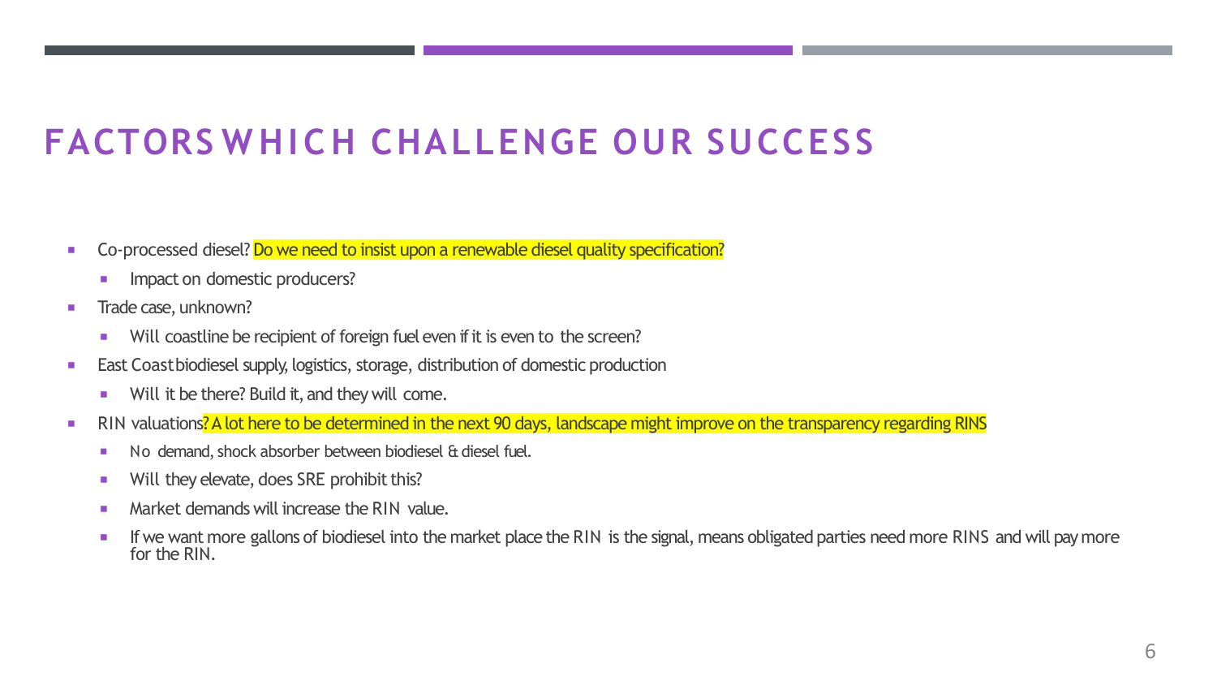# FACTORS WHICH CHALLENGE OUR SUCCESS

- Co-processed diesel? Do we need to insist upon a renewable diesel quality specification?
  - Impact on domestic producers?
- Trade case, unknown?
  - Will coastline be recipient of foreign fuel even if it is even to the screen?
- East Coast biodiesel supply, logistics, storage, distribution of domestic production
  - Will it be there? Build it, and they will come.
- RIN valuations? A lot here to be determined in the next 90 days, landscape might improve on the transparency regarding RINS
  - No demand, shock absorber between biodiesel & diesel fuel.
  - Will they elevate, does SRE prohibit this?
  - Market demands will increase the RIN value.
  - If we want more gallons of biodiesel into the market place the RIN is the signal, means obligated parties need more RINS and will pay more for the RIN.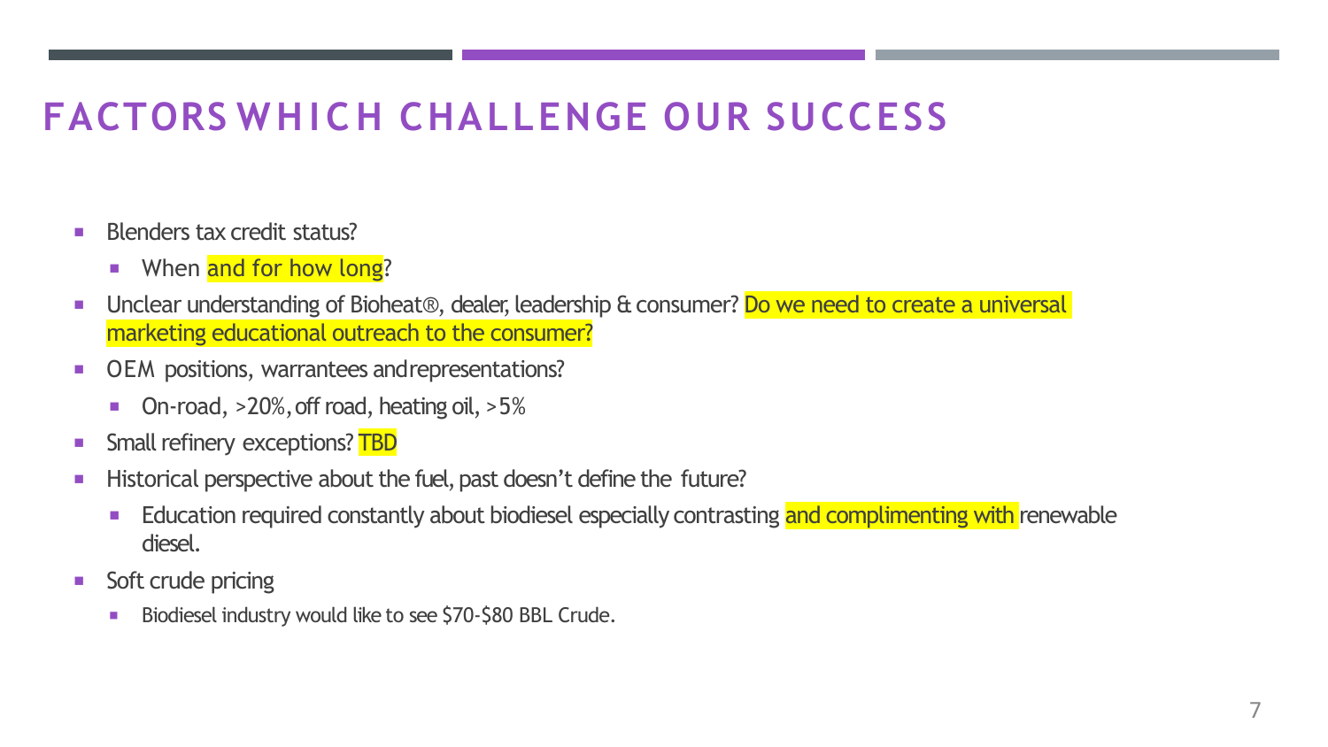# FACTORS WHICH CHALLENGE OUR SUCCESS

- Blenders tax credit status?
  - When and for how long?
- Unclear understanding of Bioheat®, dealer, leadership & consumer? Do we need to create a universal marketing educational outreach to the consumer?
- OEM positions, warrantees and representations?
  - On-road, >20%, off road, heating oil, >5%
- Small refinery exceptions? TBD
- Historical perspective about the fuel, past doesn't define the future?
  - Education required constantly about biodiesel especially contrasting and complimenting with renewable diesel.
- Soft crude pricing
  - Biodiesel industry would like to see $70-$80 BBL Crude.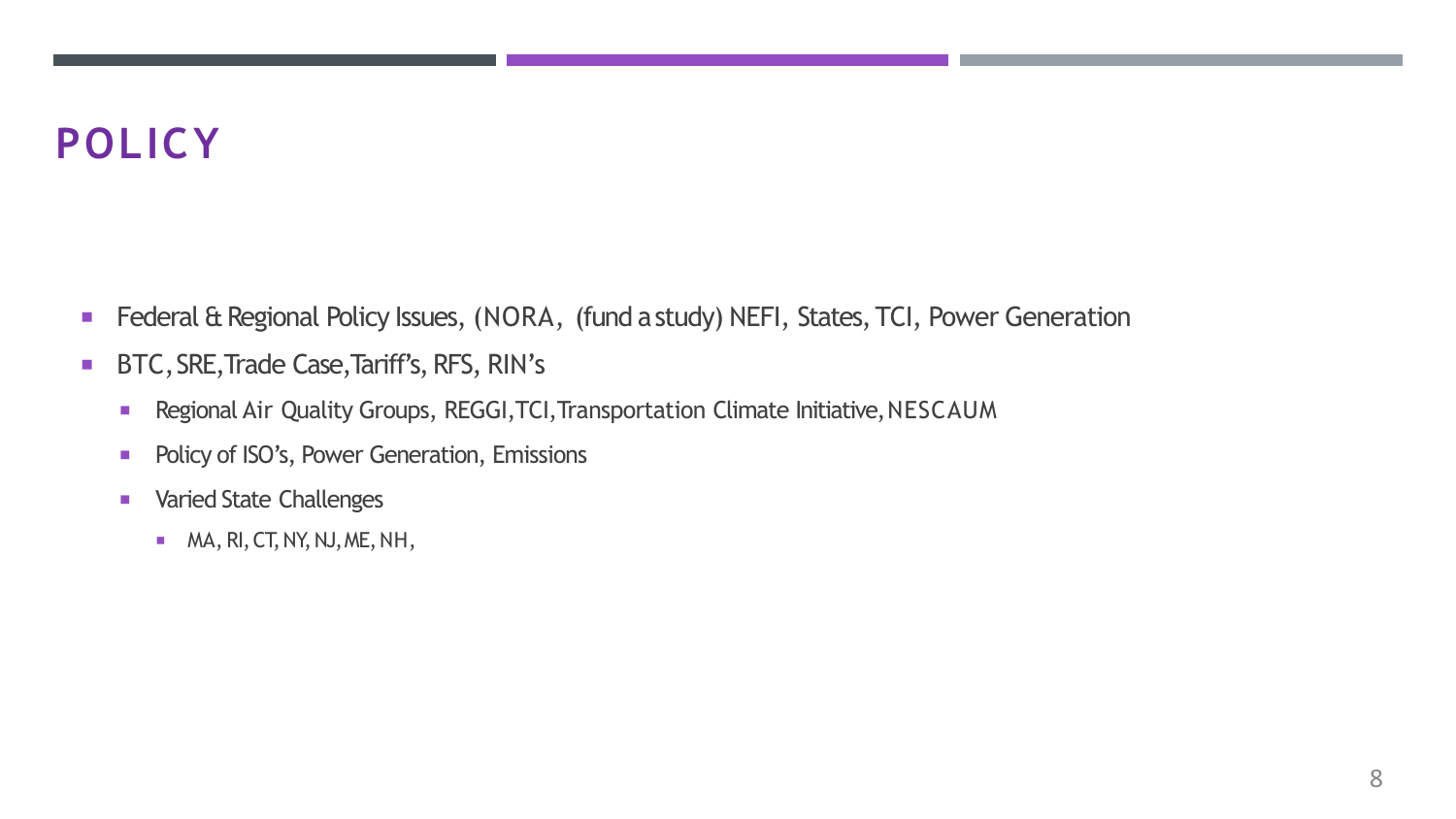# POLICY

- Federal & Regional Policy Issues, (NORA, (fund a study) NEFI, States, TCI, Power Generation
- BTC, SRE, Trade Case, Tariff's, RFS, RIN's
  - Regional Air Quality Groups, REGGI, TCI, Transportation Climate Initiative, NESCAUM
  - Policy of ISO's, Power Generation, Emissions
  - Varied State Challenges
    - MA, RI, CT, NY, NJ, ME, NH,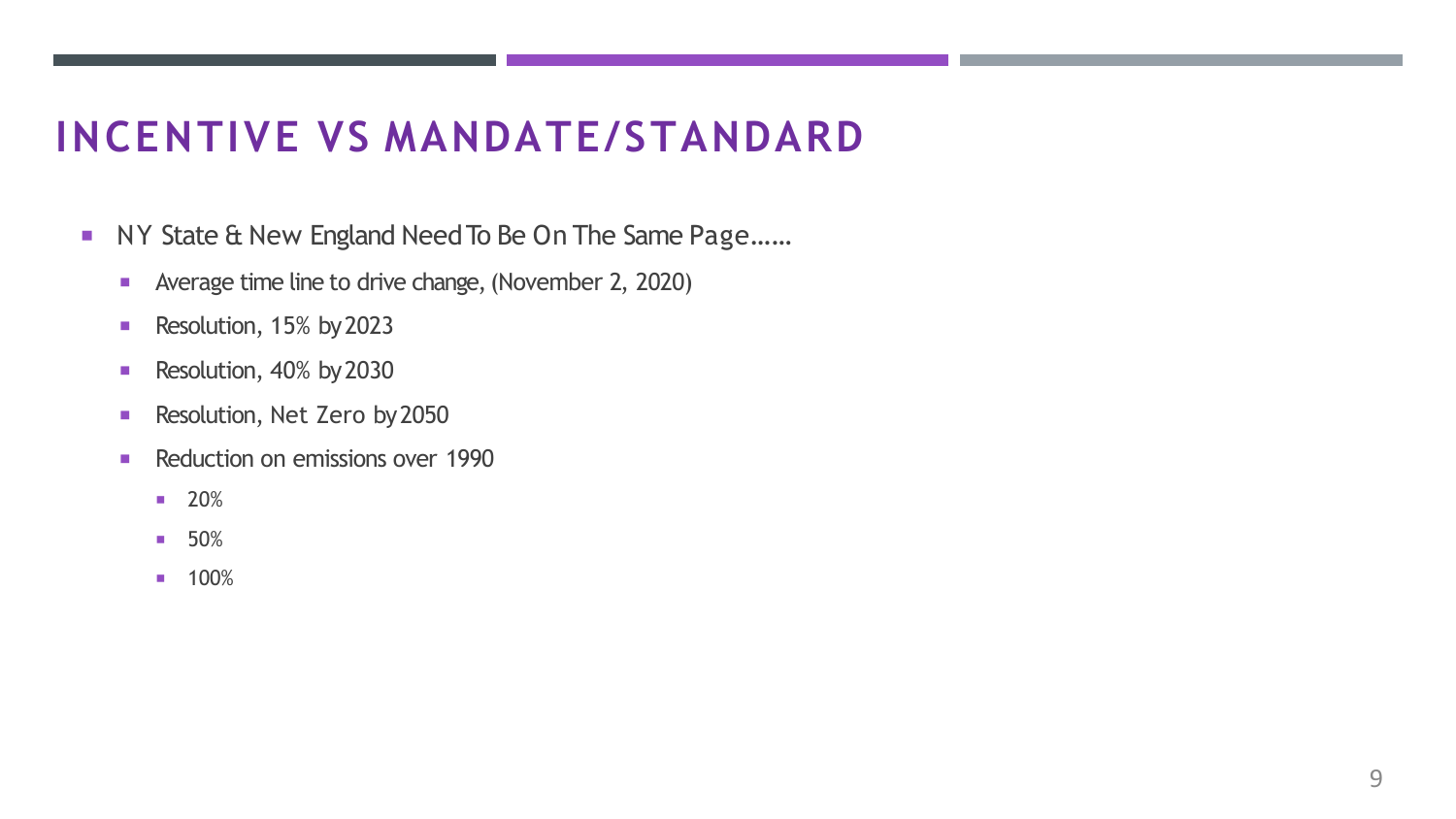# INCENTIVE VS MANDATE/STANDARD

- NY State & New England Need To Be On The Same Page……
  - Average time line to drive change, (November 2, 2020)
  - Resolution, 15% by 2023
  - Resolution, 40% by 2030
  - Resolution, Net Zero by 2050
  - Reduction on emissions over 1990
    - 20%
    - 50%
    - 100%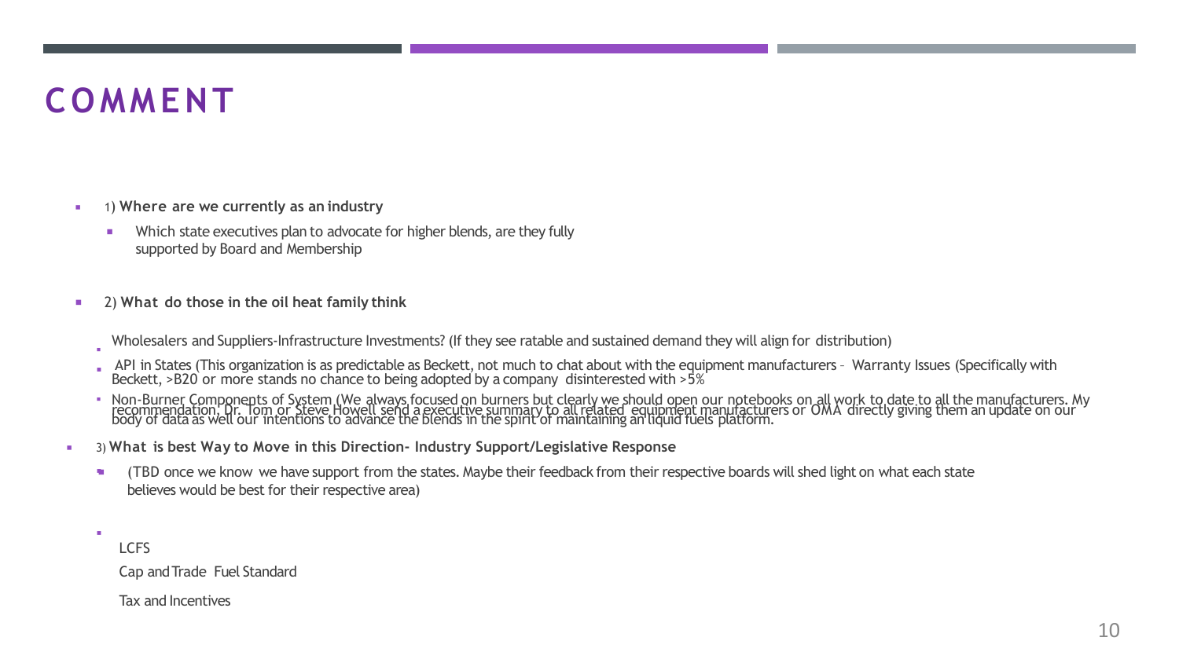# COMMENT

- 1) **Where are we currently as an industry**
  - Which state executives plan to advocate for higher blends, are they fully supported by Board and Membership
- 2) **What do those in the oil heat family think**
  - Wholesalers and Suppliers-Infrastructure Investments? (If they see ratable and sustained demand they will align for distribution)
  - API in States (This organization is as predictable as Beckett, not much to chat about with the equipment manufacturers – Warranty Issues (Specifically with Beckett, >B20 or more stands no chance to being adopted by a company disinterested with >5%
  - Non-Burner Components of System (We always focused on burners but clearly we should open our notebooks on all work to date to all the manufacturers. My recommendation, Dr. Tom or Steve Howell send a executive summary to all related equipment manufacturers or OMA directly giving them an update on our body of data as well our intentions to advance the blends in the spirit of maintaining an liquid fuels platform.
- 3) **What is best Way to Move in this Direction- Industry Support/Legislative Response**
  - (TBD once we know we have support from the states. Maybe their feedback from their respective boards will shed light on what each state believes would be best for their respective area)
  - LCFS

    Cap and Trade Fuel Standard

    Tax and Incentives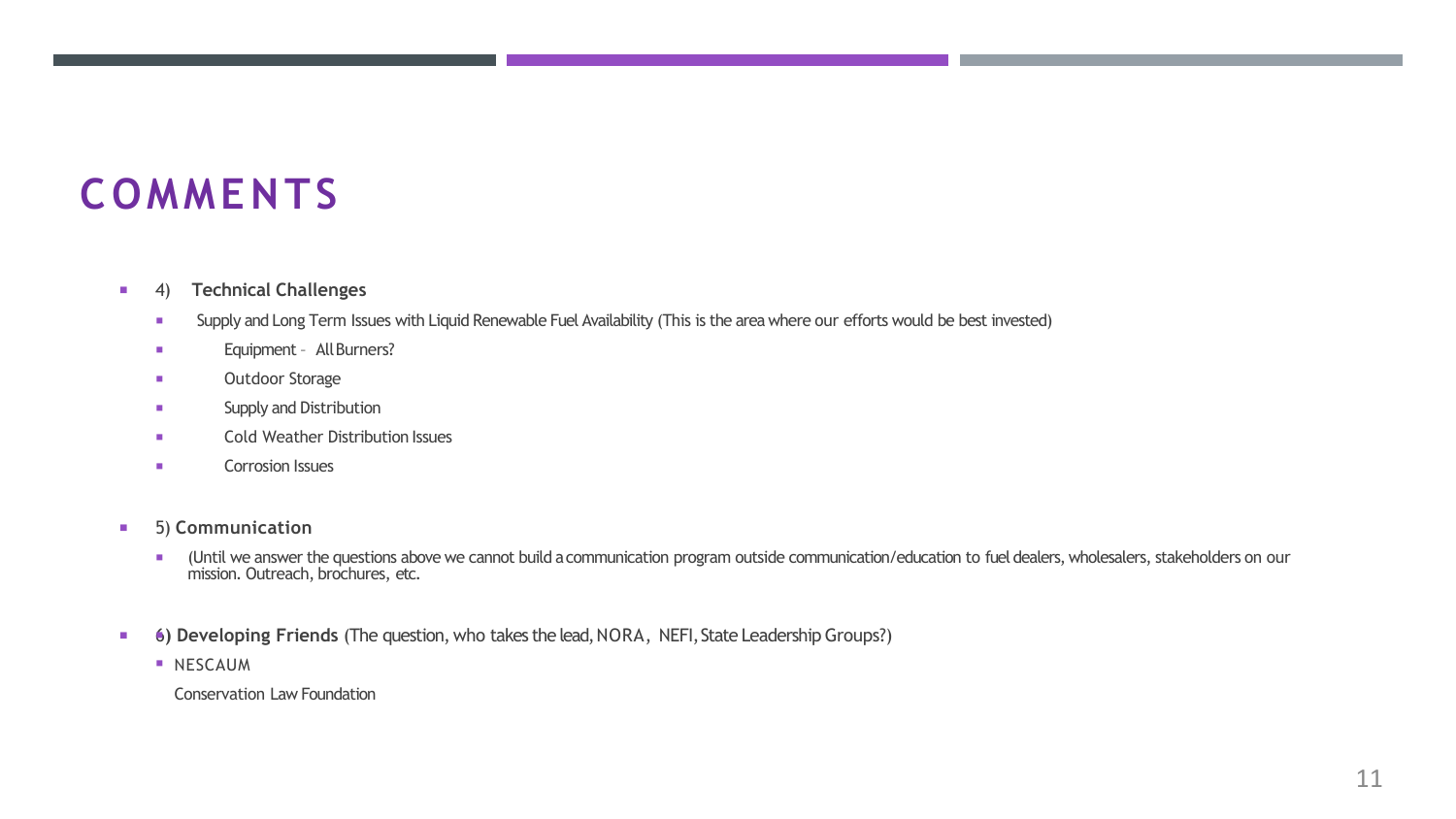# COMMENTS

- 4) **Technical Challenges**
  - Supply and Long Term Issues with Liquid Renewable Fuel Availability (This is the area where our efforts would be best invested)
  - Equipment – All Burners?
  - Outdoor Storage
  - Supply and Distribution
  - Cold Weather Distribution Issues
  - Corrosion Issues

- 5) **Communication**
  - (Until we answer the questions above we cannot build a communication program outside communication/education to fuel dealers, wholesalers, stakeholders on our mission. Outreach, brochures, etc.

- **6) Developing Friends** (The question, who takes the lead, NORA, NEFI, State Leadership Groups?)
  - NESCAUM

    Conservation Law Foundation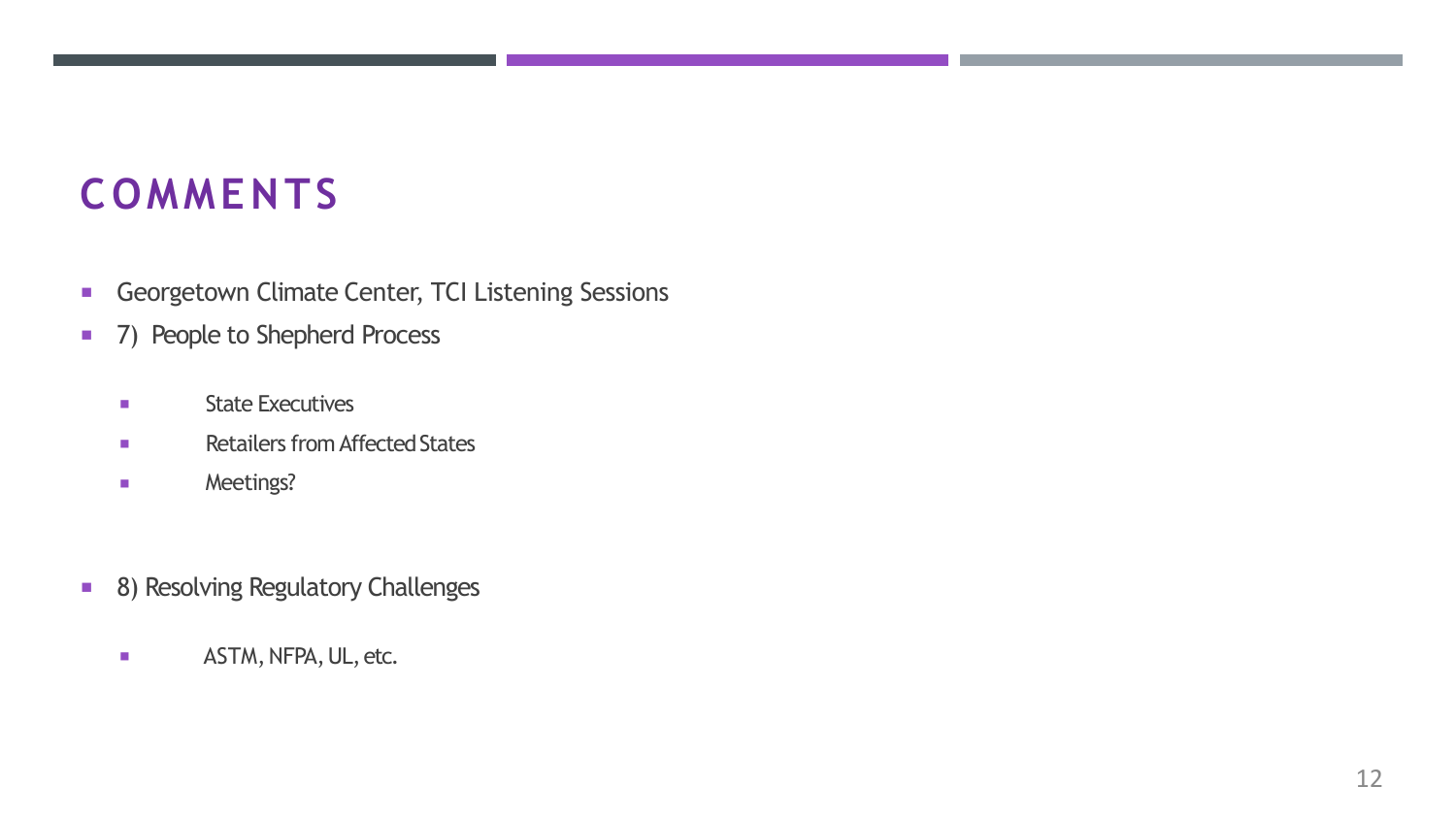# COMMENTS

- Georgetown Climate Center, TCI Listening Sessions
- 7) People to Shepherd Process
  - State Executives
  - Retailers from Affected States
  - Meetings?
- 8) Resolving Regulatory Challenges
  - ASTM, NFPA, UL, etc.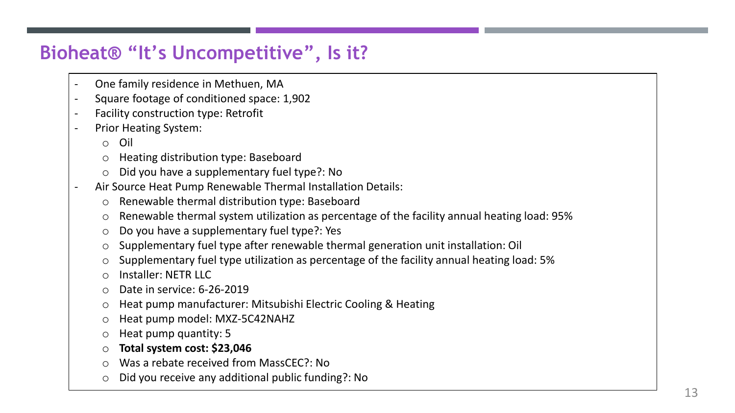# Bioheat® "It's Uncompetitive", Is it?

- One family residence in Methuen, MA
- Square footage of conditioned space: 1,902
- Facility construction type: Retrofit
- Prior Heating System:
  - Oil
  - Heating distribution type: Baseboard
  - Did you have a supplementary fuel type?: No
- Air Source Heat Pump Renewable Thermal Installation Details:
  - Renewable thermal distribution type: Baseboard
  - Renewable thermal system utilization as percentage of the facility annual heating load: 95%
  - Do you have a supplementary fuel type?: Yes
  - Supplementary fuel type after renewable thermal generation unit installation: Oil
  - Supplementary fuel type utilization as percentage of the facility annual heating load: 5%
  - Installer: NETR LLC
  - Date in service: 6-26-2019
  - Heat pump manufacturer: Mitsubishi Electric Cooling & Heating
  - Heat pump model: MXZ-5C42NAHZ
  - Heat pump quantity: 5
  - **Total system cost: $23,046**
  - Was a rebate received from MassCEC?: No
  - Did you receive any additional public funding?: No